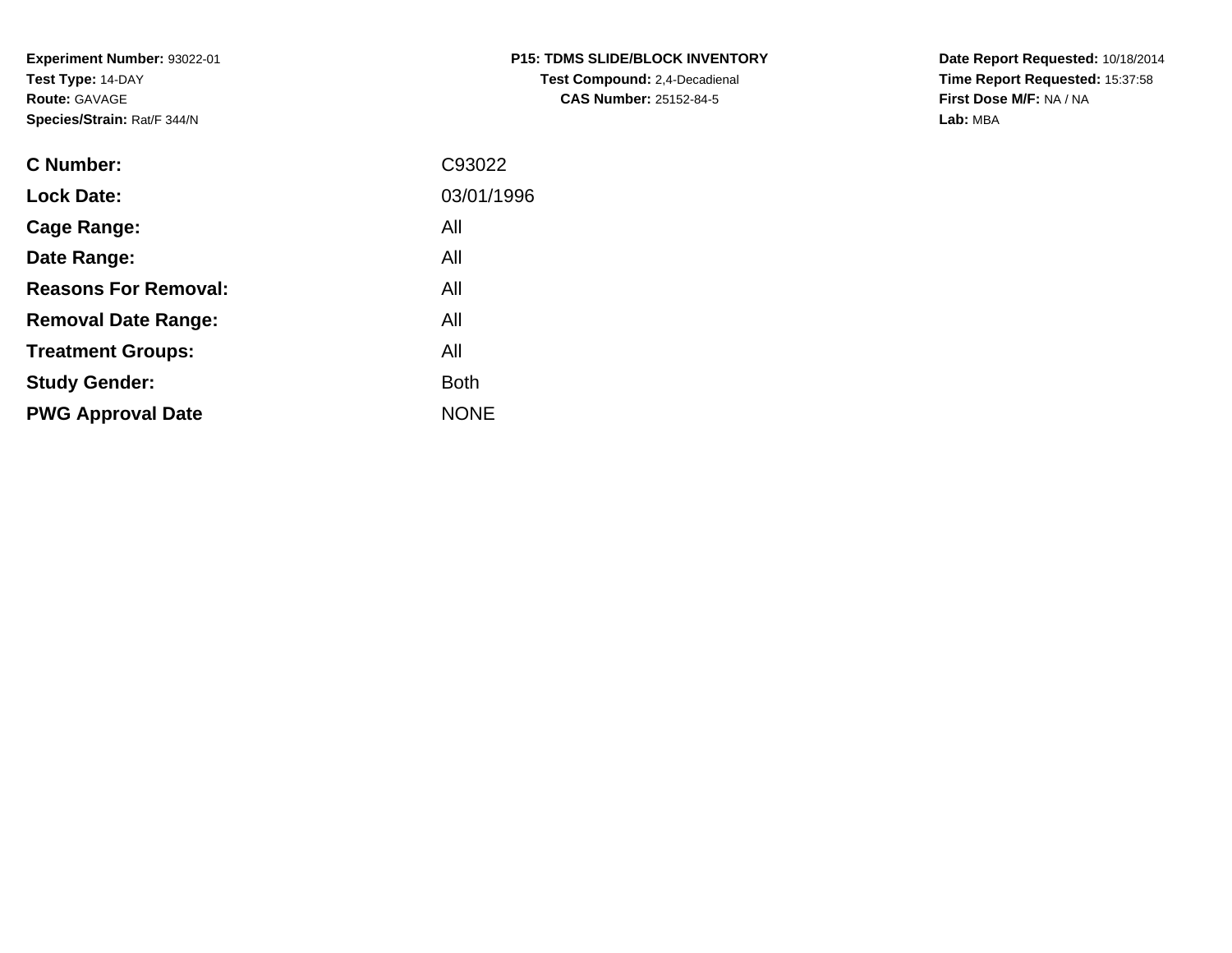**Experiment Number:** 93022-01
**Test Type:** 14-DAY
**Route:** GAVAGE
**Species/Strain:** Rat/F 344/N

**P15: TDMS SLIDE/BLOCK INVENTORY**
**Test Compound:** 2,4-Decadienal
**CAS Number:** 25152-84-5

**Date Report Requested:** 10/18/2014
**Time Report Requested:** 15:37:58
**First Dose M/F:** NA / NA
**Lab:** MBA

| | |
|---|---|
| **C Number:** | C93022 |
| **Lock Date:** | 03/01/1996 |
| **Cage Range:** | All |
| **Date Range:** | All |
| **Reasons For Removal:** | All |
| **Removal Date Range:** | All |
| **Treatment Groups:** | All |
| **Study Gender:** | Both |
| **PWG Approval Date** | NONE |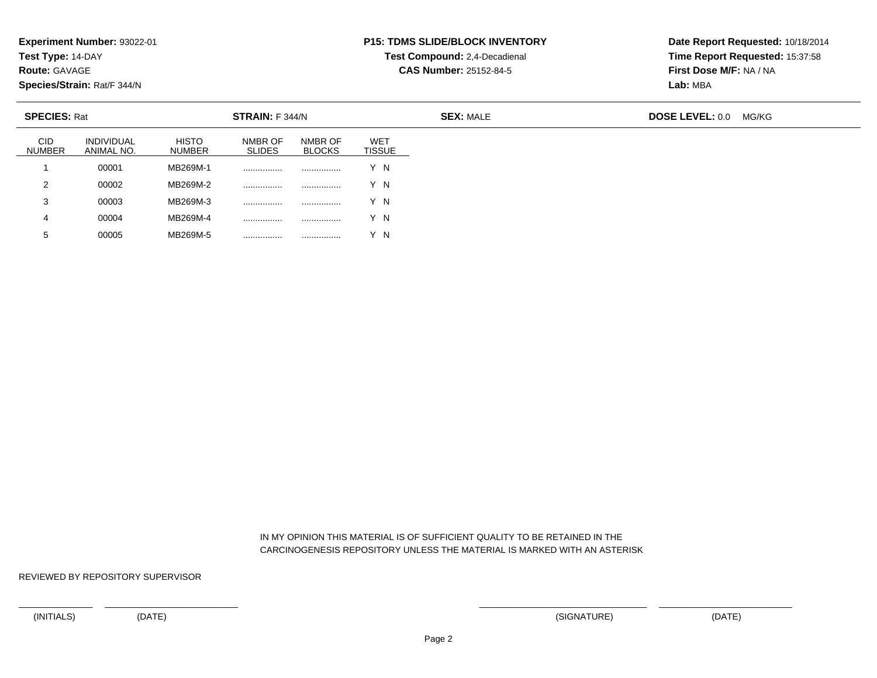**Experiment Number:** 93022-01
**Test Type:** 14-DAY
**Route:** GAVAGE
**Species/Strain:** Rat/F 344/N

**P15: TDMS SLIDE/BLOCK INVENTORY**
**Test Compound:** 2,4-Decadienal
**CAS Number:** 25152-84-5

**Date Report Requested:** 10/18/2014
**Time Report Requested:** 15:37:58
**First Dose M/F:** NA / NA
**Lab:** MBA

**SPECIES:** Rat **STRAIN:** F 344/N **SEX:** MALE **DOSE LEVEL:** 0.0 MG/KG

| CID NUMBER | INDIVIDUAL ANIMAL NO. | HISTO NUMBER | NMBR OF SLIDES | NMBR OF BLOCKS | WET TISSUE |
|---|---|---|---|---|---|
| 1 | 00001 | MB269M-1 | ................ | ................ | Y N |
| 2 | 00002 | MB269M-2 | ................ | ................ | Y N |
| 3 | 00003 | MB269M-3 | ................ | ................ | Y N |
| 4 | 00004 | MB269M-4 | ................ | ................ | Y N |
| 5 | 00005 | MB269M-5 | ................ | ................ | Y N |

IN MY OPINION THIS MATERIAL IS OF SUFFICIENT QUALITY TO BE RETAINED IN THE CARCINOGENESIS REPOSITORY UNLESS THE MATERIAL IS MARKED WITH AN ASTERISK

REVIEWED BY REPOSITORY SUPERVISOR

_______________ _______________________ _______________________ _______________________

(INITIALS) (DATE) (SIGNATURE) (DATE)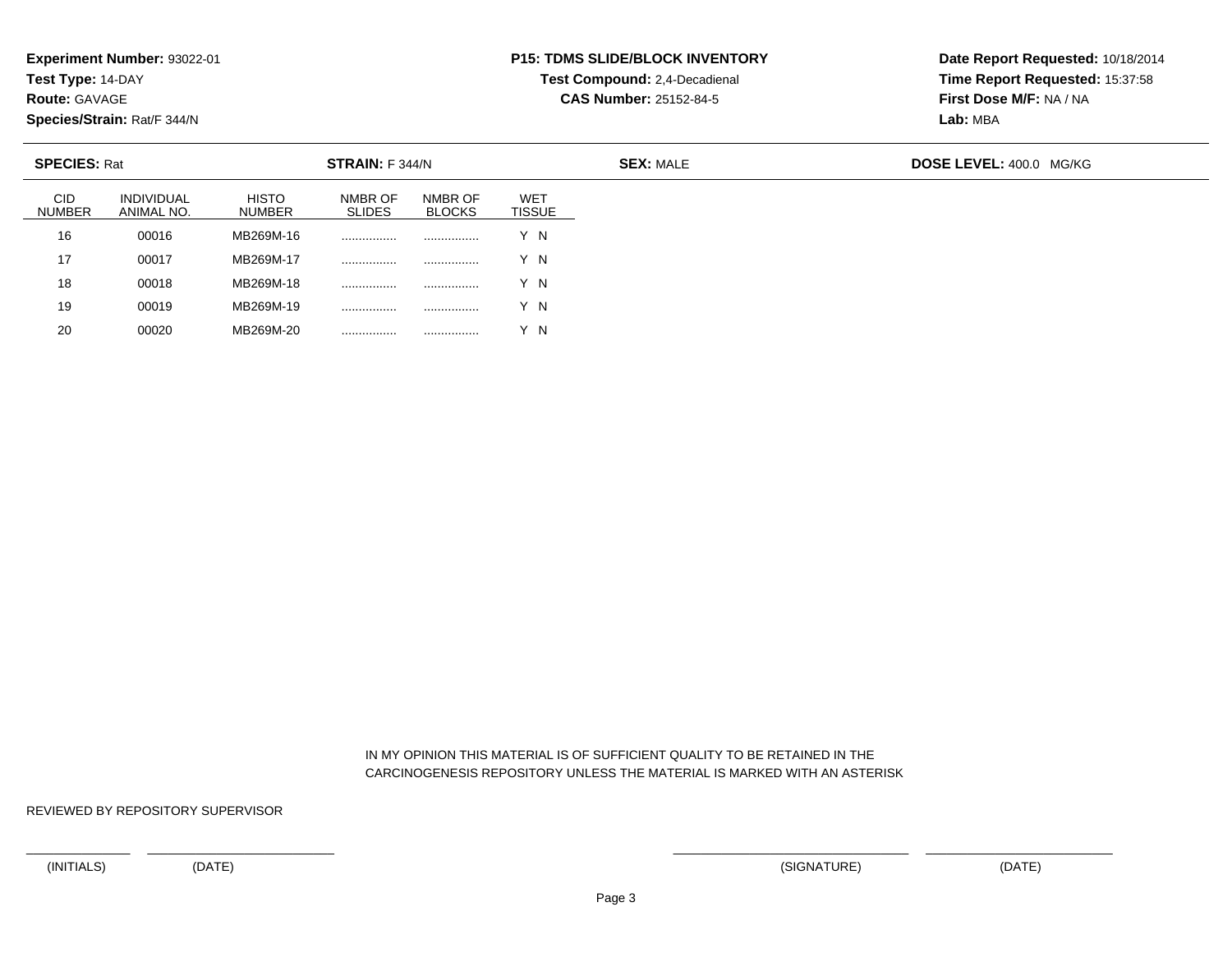**Experiment Number:** 93022-01
**Test Type:** 14-DAY
**Route:** GAVAGE
**Species/Strain:** Rat/F 344/N

**P15: TDMS SLIDE/BLOCK INVENTORY**
**Test Compound:** 2,4-Decadienal
**CAS Number:** 25152-84-5

**Date Report Requested:** 10/18/2014
**Time Report Requested:** 15:37:58
**First Dose M/F:** NA / NA
**Lab:** MBA

**SPECIES:** Rat **STRAIN:** F 344/N **SEX:** MALE **DOSE LEVEL:** 400.0 MG/KG

| CID NUMBER | INDIVIDUAL ANIMAL NO. | HISTO NUMBER | NMBR OF SLIDES | NMBR OF BLOCKS | WET TISSUE |
|---|---|---|---|---|---|
| 16 | 00016 | MB269M-16 | ................ | ................ | Y N |
| 17 | 00017 | MB269M-17 | ................ | ................ | Y N |
| 18 | 00018 | MB269M-18 | ................ | ................ | Y N |
| 19 | 00019 | MB269M-19 | ................ | ................ | Y N |
| 20 | 00020 | MB269M-20 | ................ | ................ | Y N |

IN MY OPINION THIS MATERIAL IS OF SUFFICIENT QUALITY TO BE RETAINED IN THE CARCINOGENESIS REPOSITORY UNLESS THE MATERIAL IS MARKED WITH AN ASTERISK

REVIEWED BY REPOSITORY SUPERVISOR

(INITIALS) (DATE) (SIGNATURE) (DATE)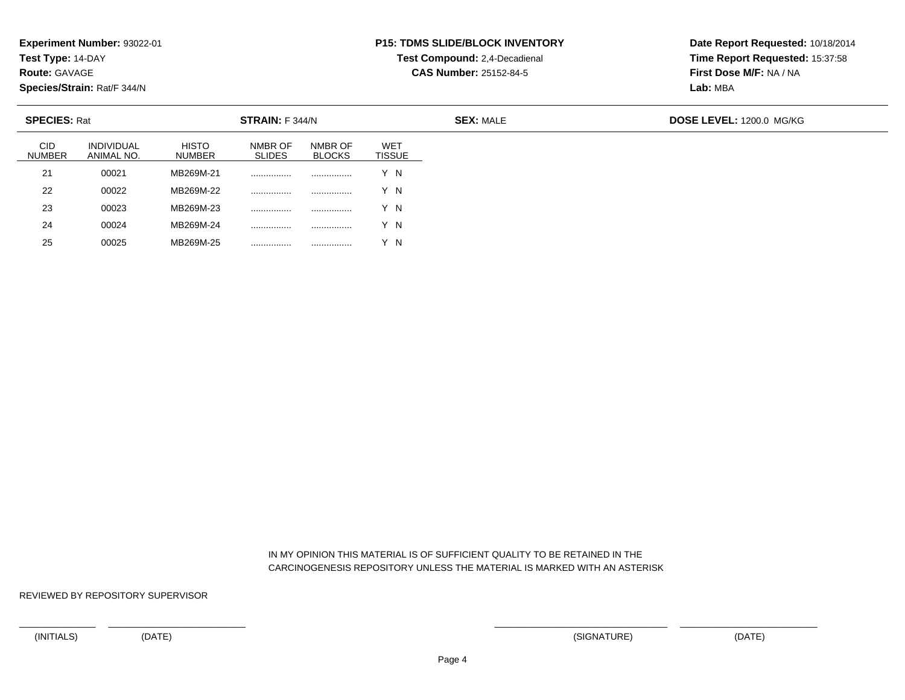**Experiment Number:** 93022-01
**Test Type:** 14-DAY
**Route:** GAVAGE
**Species/Strain:** Rat/F 344/N

**P15: TDMS SLIDE/BLOCK INVENTORY**
**Test Compound:** 2,4-Decadienal
**CAS Number:** 25152-84-5

**Date Report Requested:** 10/18/2014
**Time Report Requested:** 15:37:58
**First Dose M/F:** NA / NA
**Lab:** MBA

**SPECIES:** Rat **STRAIN:** F 344/N **SEX:** MALE **DOSE LEVEL:** 1200.0 MG/KG

| CID NUMBER | INDIVIDUAL ANIMAL NO. | HISTO NUMBER | NMBR OF SLIDES | NMBR OF BLOCKS | WET TISSUE |
|---|---|---|---|---|---|
| 21 | 00021 | MB269M-21 | ................ | ................ | Y N |
| 22 | 00022 | MB269M-22 | ................ | ................ | Y N |
| 23 | 00023 | MB269M-23 | ................ | ................ | Y N |
| 24 | 00024 | MB269M-24 | ................ | ................ | Y N |
| 25 | 00025 | MB269M-25 | ................ | ................ | Y N |

IN MY OPINION THIS MATERIAL IS OF SUFFICIENT QUALITY TO BE RETAINED IN THE CARCINOGENESIS REPOSITORY UNLESS THE MATERIAL IS MARKED WITH AN ASTERISK

REVIEWED BY REPOSITORY SUPERVISOR

(INITIALS) (DATE) (SIGNATURE) (DATE)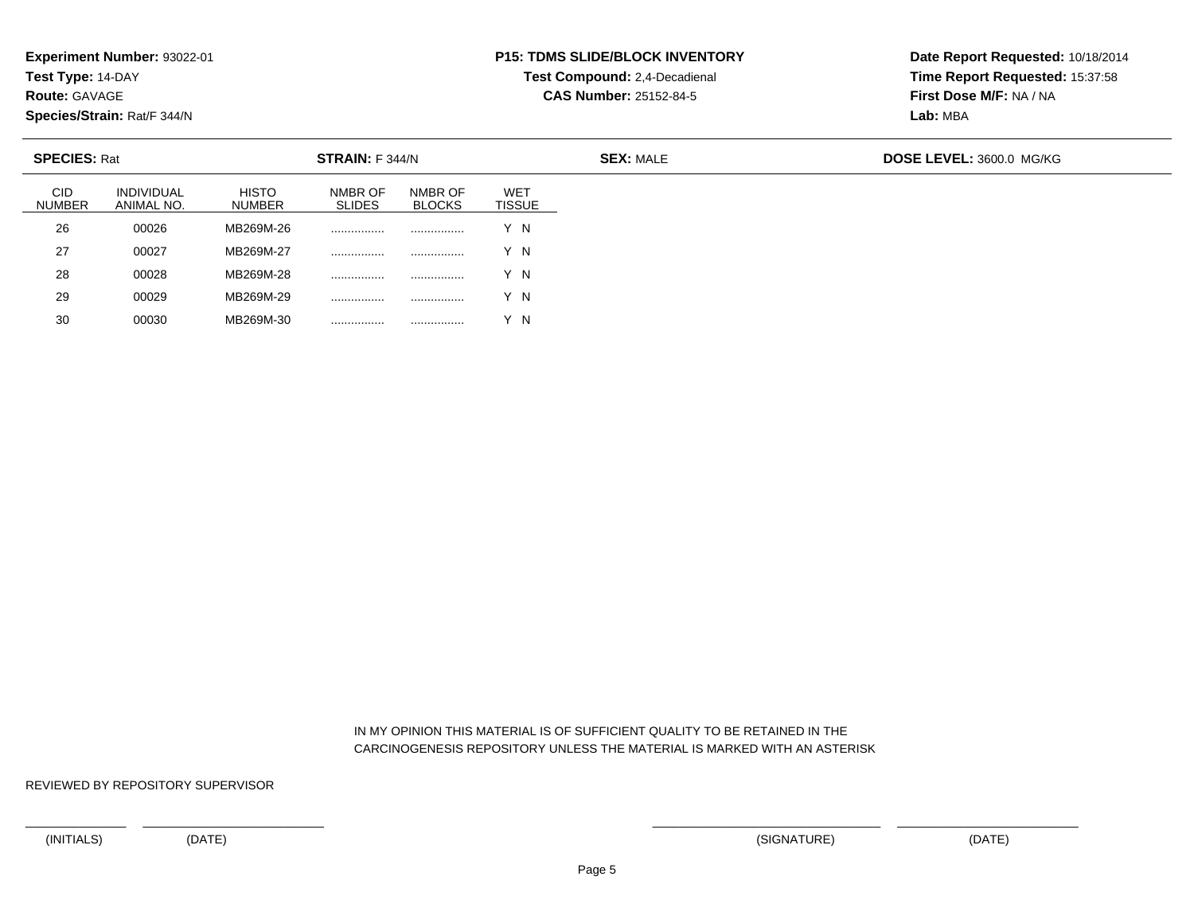**Experiment Number:** 93022-01
**Test Type:** 14-DAY
**Route:** GAVAGE
**Species/Strain:** Rat/F 344/N

**P15: TDMS SLIDE/BLOCK INVENTORY**
**Test Compound:** 2,4-Decadienal
**CAS Number:** 25152-84-5

**Date Report Requested:** 10/18/2014
**Time Report Requested:** 15:37:58
**First Dose M/F:** NA / NA
**Lab:** MBA

**SPECIES:** Rat | **STRAIN:** F 344/N | **SEX:** MALE | **DOSE LEVEL:** 3600.0 MG/KG

| CID NUMBER | INDIVIDUAL ANIMAL NO. | HISTO NUMBER | NMBR OF SLIDES | NMBR OF BLOCKS | WET TISSUE |
|---|---|---|---|---|---|
| 26 | 00026 | MB269M-26 | ................ | ................ | Y N |
| 27 | 00027 | MB269M-27 | ................ | ................ | Y N |
| 28 | 00028 | MB269M-28 | ................ | ................ | Y N |
| 29 | 00029 | MB269M-29 | ................ | ................ | Y N |
| 30 | 00030 | MB269M-30 | ................ | ................ | Y N |

IN MY OPINION THIS MATERIAL IS OF SUFFICIENT QUALITY TO BE RETAINED IN THE CARCINOGENESIS REPOSITORY UNLESS THE MATERIAL IS MARKED WITH AN ASTERISK

REVIEWED BY REPOSITORY SUPERVISOR

(INITIALS) (DATE) (SIGNATURE) (DATE)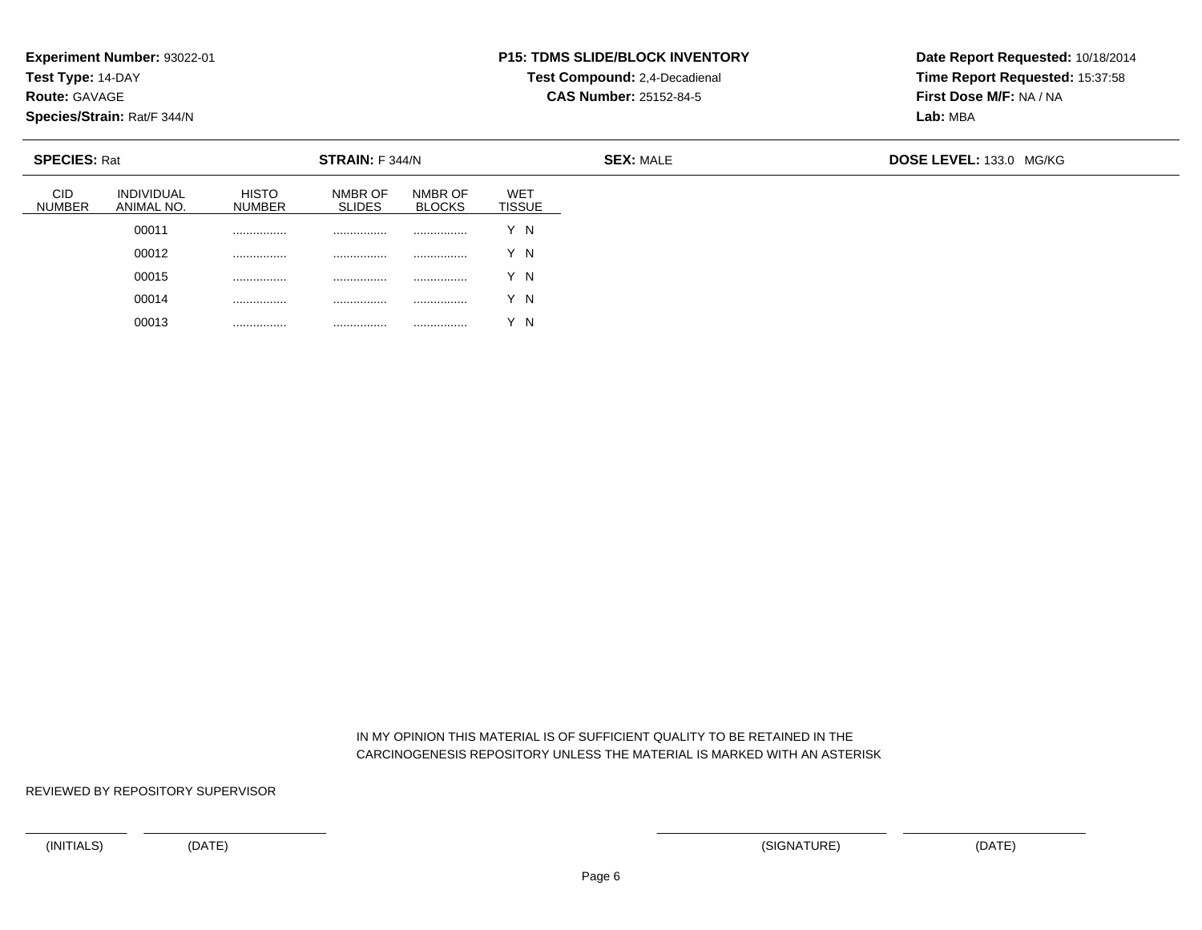**Experiment Number:** 93022-01
**Test Type:** 14-DAY
**Route:** GAVAGE
**Species/Strain:** Rat/F 344/N

**P15: TDMS SLIDE/BLOCK INVENTORY**
**Test Compound:** 2,4-Decadienal
**CAS Number:** 25152-84-5

**Date Report Requested:** 10/18/2014
**Time Report Requested:** 15:37:58
**First Dose M/F:** NA / NA
**Lab:** MBA

**SPECIES:** Rat | **STRAIN:** F 344/N | **SEX:** MALE | **DOSE LEVEL:** 133.0 MG/KG

| CID NUMBER | INDIVIDUAL ANIMAL NO. | HISTO NUMBER | NMBR OF SLIDES | NMBR OF BLOCKS | WET TISSUE |
|---|---|---|---|---|---|
| | 00011 | ................ | ................ | ................ | Y N |
| | 00012 | ................ | ................ | ................ | Y N |
| | 00015 | ................ | ................ | ................ | Y N |
| | 00014 | ................ | ................ | ................ | Y N |
| | 00013 | ................ | ................ | ................ | Y N |

IN MY OPINION THIS MATERIAL IS OF SUFFICIENT QUALITY TO BE RETAINED IN THE CARCINOGENESIS REPOSITORY UNLESS THE MATERIAL IS MARKED WITH AN ASTERISK

REVIEWED BY REPOSITORY SUPERVISOR

(INITIALS) (DATE) (SIGNATURE) (DATE)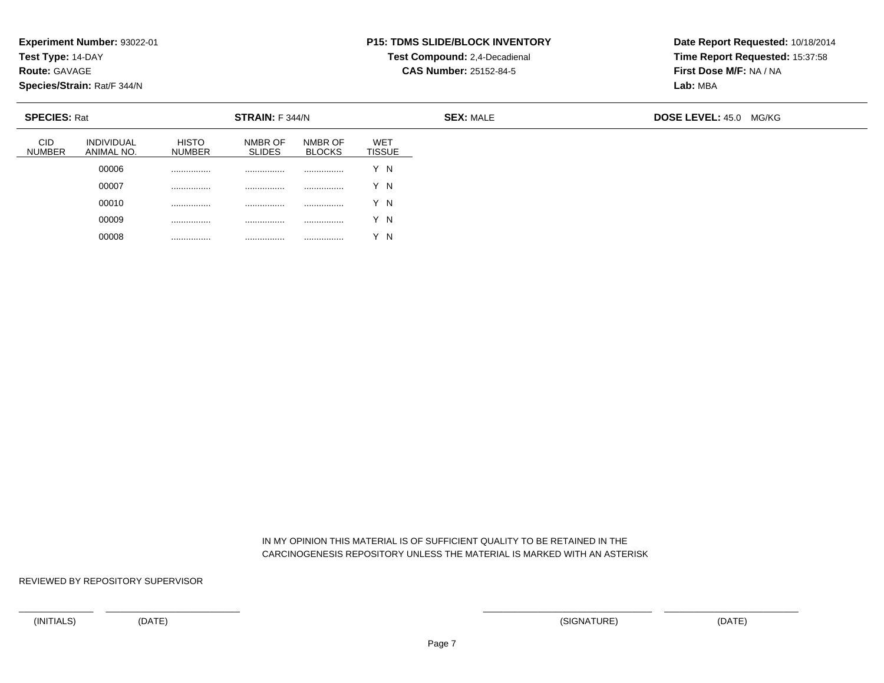**Experiment Number:** 93022-01
**Test Type:** 14-DAY
**Route:** GAVAGE
**Species/Strain:** Rat/F 344/N

**P15: TDMS SLIDE/BLOCK INVENTORY**
**Test Compound:** 2,4-Decadienal
**CAS Number:** 25152-84-5

**Date Report Requested:** 10/18/2014
**Time Report Requested:** 15:37:58
**First Dose M/F:** NA / NA
**Lab:** MBA

**SPECIES:** Rat **STRAIN:** F 344/N **SEX:** MALE **DOSE LEVEL:** 45.0 MG/KG

| CID NUMBER | INDIVIDUAL ANIMAL NO. | HISTO NUMBER | NMBR OF SLIDES | NMBR OF BLOCKS | WET TISSUE |
|---|---|---|---|---|---|
| | 00006 | ................ | ................ | ................ | Y N |
| | 00007 | ................ | ................ | ................ | Y N |
| | 00010 | ................ | ................ | ................ | Y N |
| | 00009 | ................ | ................ | ................ | Y N |
| | 00008 | ................ | ................ | ................ | Y N |

IN MY OPINION THIS MATERIAL IS OF SUFFICIENT QUALITY TO BE RETAINED IN THE CARCINOGENESIS REPOSITORY UNLESS THE MATERIAL IS MARKED WITH AN ASTERISK

REVIEWED BY REPOSITORY SUPERVISOR

(INITIALS) (DATE) (SIGNATURE) (DATE)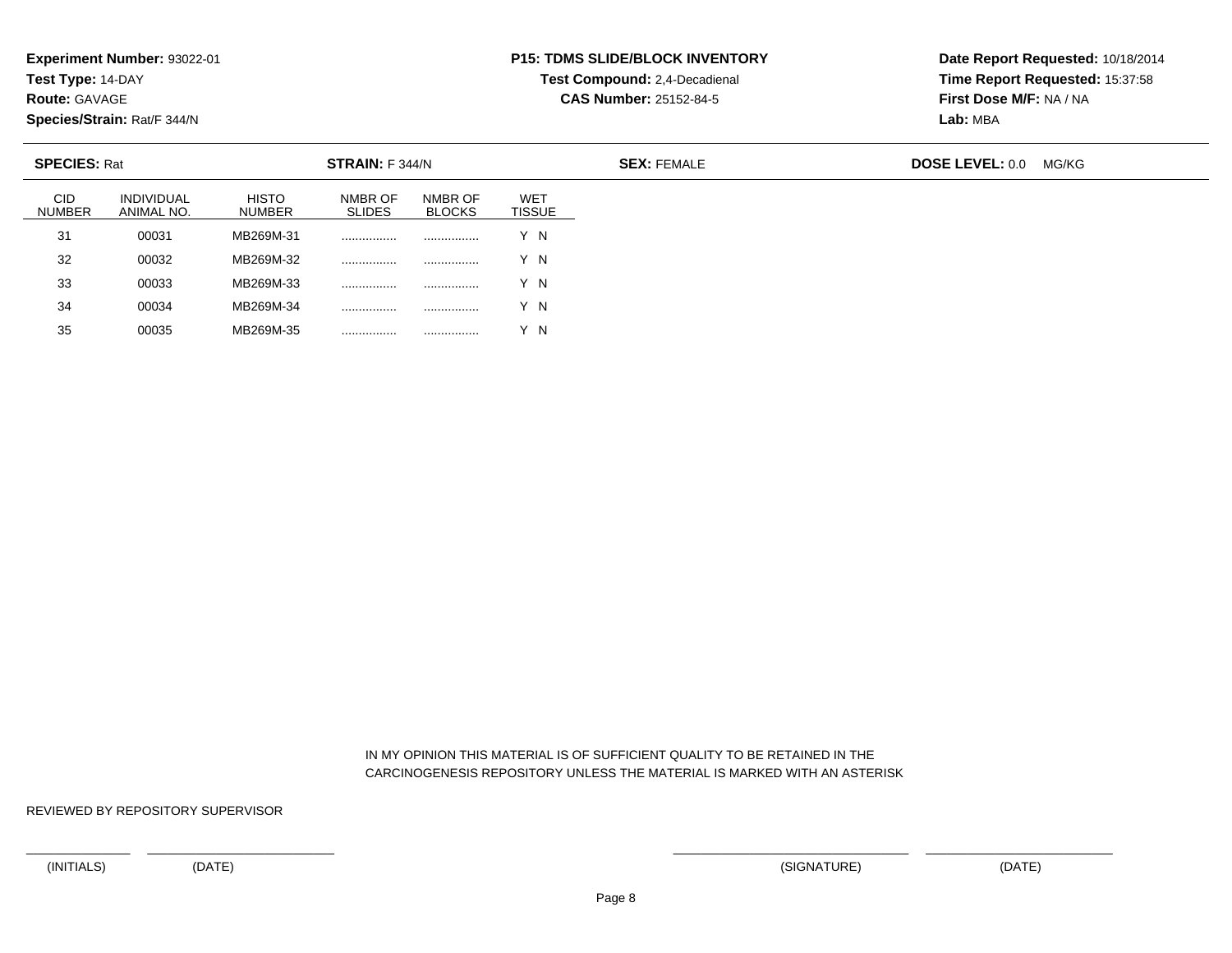**Experiment Number:** 93022-01
**Test Type:** 14-DAY
**Route:** GAVAGE
**Species/Strain:** Rat/F 344/N

**P15: TDMS SLIDE/BLOCK INVENTORY**
**Test Compound:** 2,4-Decadienal
**CAS Number:** 25152-84-5

**Date Report Requested:** 10/18/2014
**Time Report Requested:** 15:37:58
**First Dose M/F:** NA / NA
**Lab:** MBA

**SPECIES:** Rat **STRAIN:** F 344/N **SEX:** FEMALE **DOSE LEVEL:** 0.0 MG/KG

| CID NUMBER | INDIVIDUAL ANIMAL NO. | HISTO NUMBER | NMBR OF SLIDES | NMBR OF BLOCKS | WET TISSUE |
|---|---|---|---|---|---|
| 31 | 00031 | MB269M-31 | ................ | ................ | Y N |
| 32 | 00032 | MB269M-32 | ................ | ................ | Y N |
| 33 | 00033 | MB269M-33 | ................ | ................ | Y N |
| 34 | 00034 | MB269M-34 | ................ | ................ | Y N |
| 35 | 00035 | MB269M-35 | ................ | ................ | Y N |

IN MY OPINION THIS MATERIAL IS OF SUFFICIENT QUALITY TO BE RETAINED IN THE CARCINOGENESIS REPOSITORY UNLESS THE MATERIAL IS MARKED WITH AN ASTERISK

REVIEWED BY REPOSITORY SUPERVISOR

(INITIALS) (DATE) (SIGNATURE) (DATE)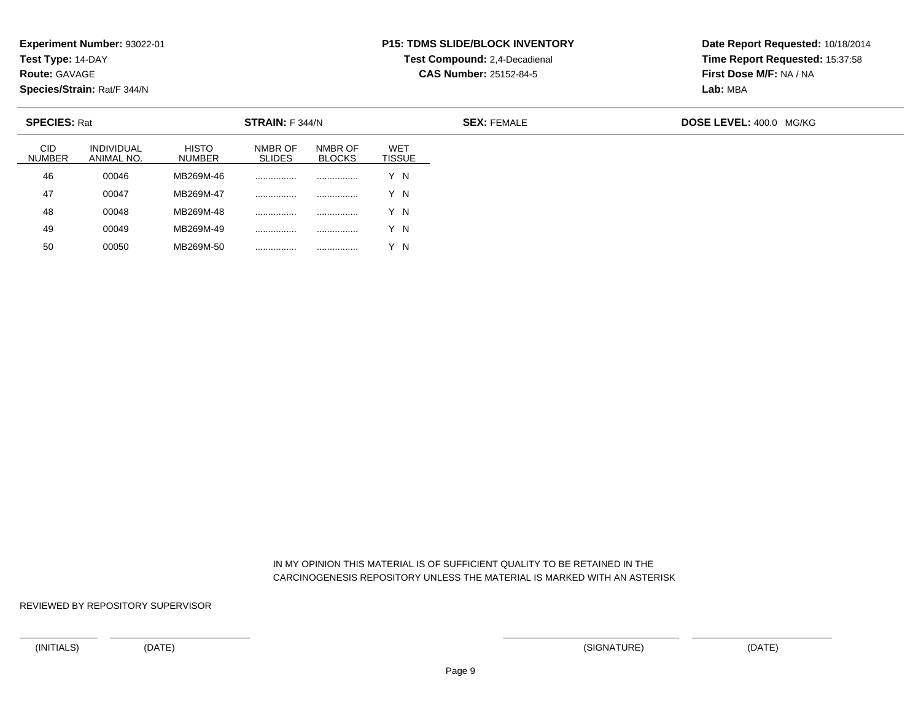**Experiment Number:** 93022-01
**Test Type:** 14-DAY
**Route:** GAVAGE
**Species/Strain:** Rat/F 344/N

**P15: TDMS SLIDE/BLOCK INVENTORY**
**Test Compound:** 2,4-Decadienal
**CAS Number:** 25152-84-5

**Date Report Requested:** 10/18/2014
**Time Report Requested:** 15:37:58
**First Dose M/F:** NA / NA
**Lab:** MBA

**SPECIES:** Rat　**STRAIN:** F 344/N　**SEX:** FEMALE　**DOSE LEVEL:** 400.0 MG/KG

| CID NUMBER | INDIVIDUAL ANIMAL NO. | HISTO NUMBER | NMBR OF SLIDES | NMBR OF BLOCKS | WET TISSUE |
|---|---|---|---|---|---|
| 46 | 00046 | MB269M-46 | ................ | ................ | Y N |
| 47 | 00047 | MB269M-47 | ................ | ................ | Y N |
| 48 | 00048 | MB269M-48 | ................ | ................ | Y N |
| 49 | 00049 | MB269M-49 | ................ | ................ | Y N |
| 50 | 00050 | MB269M-50 | ................ | ................ | Y N |

IN MY OPINION THIS MATERIAL IS OF SUFFICIENT QUALITY TO BE RETAINED IN THE CARCINOGENESIS REPOSITORY UNLESS THE MATERIAL IS MARKED WITH AN ASTERISK

REVIEWED BY REPOSITORY SUPERVISOR

(INITIALS)　(DATE)　(SIGNATURE)　(DATE)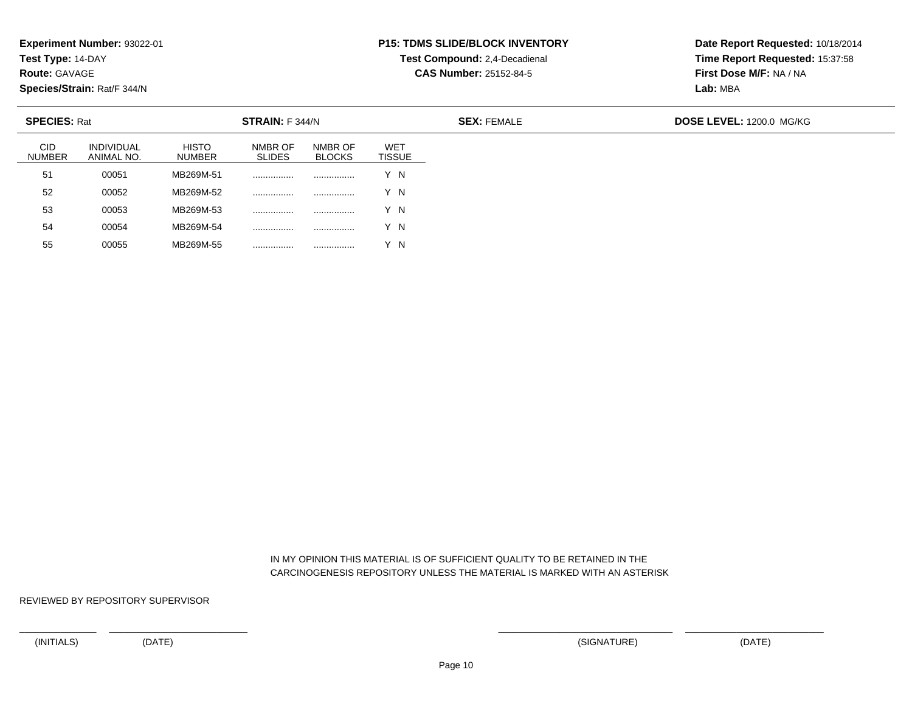**Experiment Number:** 93022-01
**Test Type:** 14-DAY
**Route:** GAVAGE
**Species/Strain:** Rat/F 344/N

**P15: TDMS SLIDE/BLOCK INVENTORY**
**Test Compound:** 2,4-Decadienal
**CAS Number:** 25152-84-5

**Date Report Requested:** 10/18/2014
**Time Report Requested:** 15:37:58
**First Dose M/F:** NA / NA
**Lab:** MBA

**SPECIES:** Rat | **STRAIN:** F 344/N | **SEX:** FEMALE | **DOSE LEVEL:** 1200.0 MG/KG

| CID NUMBER | INDIVIDUAL ANIMAL NO. | HISTO NUMBER | NMBR OF SLIDES | NMBR OF BLOCKS | WET TISSUE |
|---|---|---|---|---|---|
| 51 | 00051 | MB269M-51 | ................ | ................ | Y N |
| 52 | 00052 | MB269M-52 | ................ | ................ | Y N |
| 53 | 00053 | MB269M-53 | ................ | ................ | Y N |
| 54 | 00054 | MB269M-54 | ................ | ................ | Y N |
| 55 | 00055 | MB269M-55 | ................ | ................ | Y N |

IN MY OPINION THIS MATERIAL IS OF SUFFICIENT QUALITY TO BE RETAINED IN THE CARCINOGENESIS REPOSITORY UNLESS THE MATERIAL IS MARKED WITH AN ASTERISK

REVIEWED BY REPOSITORY SUPERVISOR

(INITIALS) (DATE) (SIGNATURE) (DATE)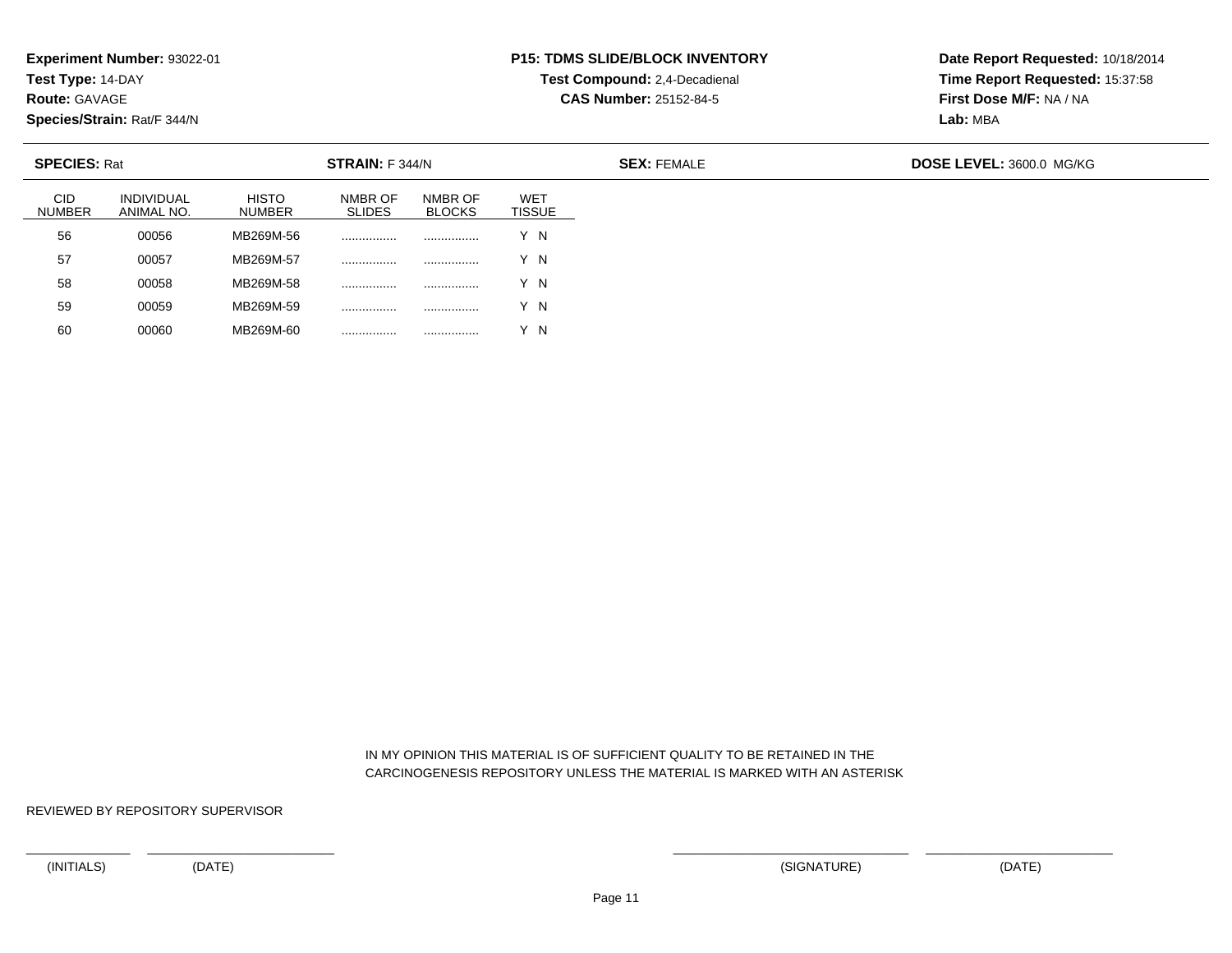**Experiment Number:** 93022-01
**Test Type:** 14-DAY
**Route:** GAVAGE
**Species/Strain:** Rat/F 344/N

**P15: TDMS SLIDE/BLOCK INVENTORY**
**Test Compound:** 2,4-Decadienal
**CAS Number:** 25152-84-5

**Date Report Requested:** 10/18/2014
**Time Report Requested:** 15:37:58
**First Dose M/F:** NA / NA
**Lab:** MBA

**SPECIES:** Rat **STRAIN:** F 344/N **SEX:** FEMALE **DOSE LEVEL:** 3600.0 MG/KG

| CID NUMBER | INDIVIDUAL ANIMAL NO. | HISTO NUMBER | NMBR OF SLIDES | NMBR OF BLOCKS | WET TISSUE |
|---|---|---|---|---|---|
| 56 | 00056 | MB269M-56 | ................ | ................ | Y N |
| 57 | 00057 | MB269M-57 | ................ | ................ | Y N |
| 58 | 00058 | MB269M-58 | ................ | ................ | Y N |
| 59 | 00059 | MB269M-59 | ................ | ................ | Y N |
| 60 | 00060 | MB269M-60 | ................ | ................ | Y N |

IN MY OPINION THIS MATERIAL IS OF SUFFICIENT QUALITY TO BE RETAINED IN THE CARCINOGENESIS REPOSITORY UNLESS THE MATERIAL IS MARKED WITH AN ASTERISK

REVIEWED BY REPOSITORY SUPERVISOR

(INITIALS) (DATE) (SIGNATURE) (DATE)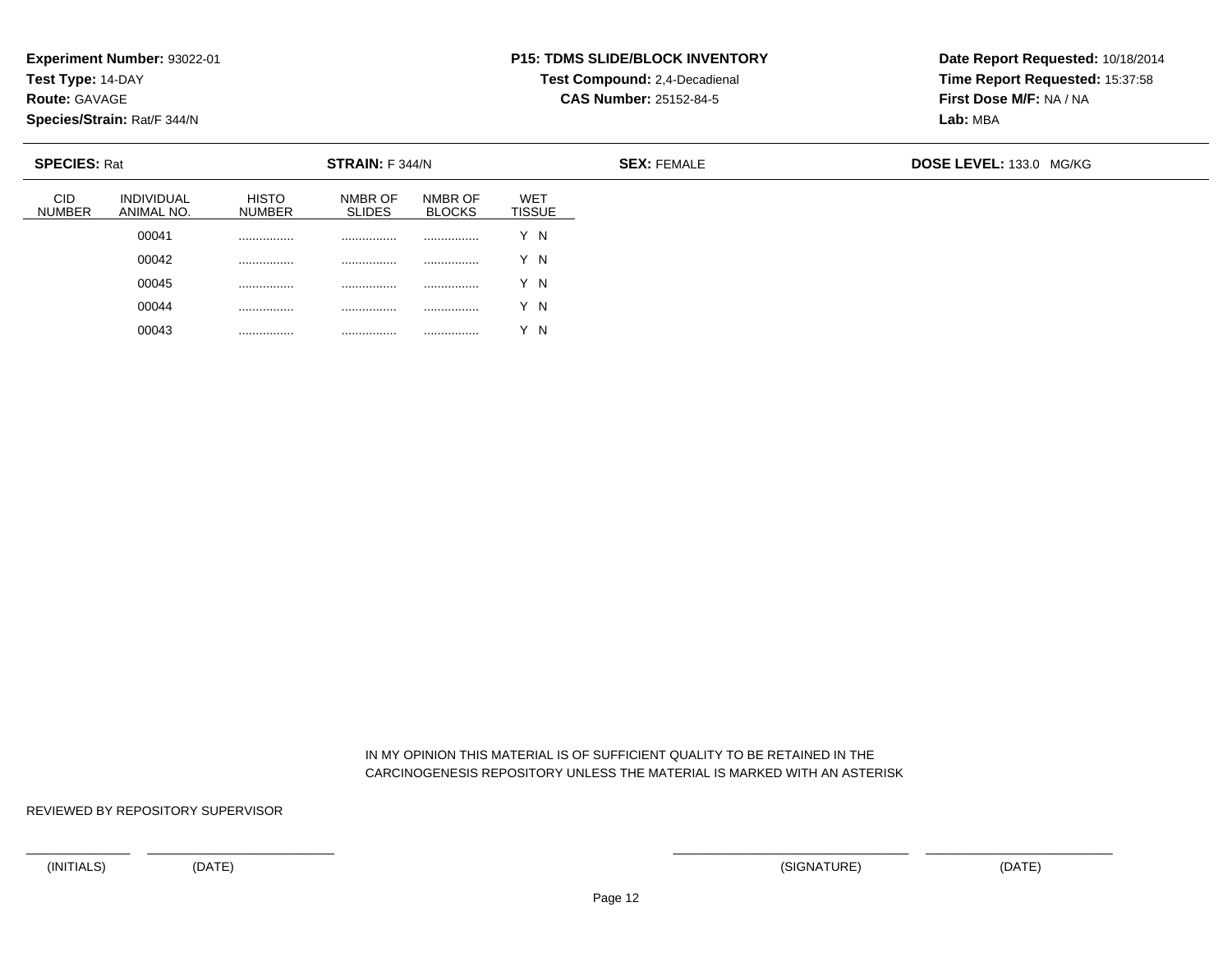**Experiment Number:** 93022-01
**Test Type:** 14-DAY
**Route:** GAVAGE
**Species/Strain:** Rat/F 344/N

**P15: TDMS SLIDE/BLOCK INVENTORY**
**Test Compound:** 2,4-Decadienal
**CAS Number:** 25152-84-5

**Date Report Requested:** 10/18/2014
**Time Report Requested:** 15:37:58
**First Dose M/F:** NA / NA
**Lab:** MBA

**SPECIES:** Rat **STRAIN:** F 344/N **SEX:** FEMALE **DOSE LEVEL:** 133.0 MG/KG

| CID NUMBER | INDIVIDUAL ANIMAL NO. | HISTO NUMBER | NMBR OF SLIDES | NMBR OF BLOCKS | WET TISSUE |
|---|---|---|---|---|---|
| | 00041 | ................ | ................ | ................ | Y N |
| | 00042 | ................ | ................ | ................ | Y N |
| | 00045 | ................ | ................ | ................ | Y N |
| | 00044 | ................ | ................ | ................ | Y N |
| | 00043 | ................ | ................ | ................ | Y N |

IN MY OPINION THIS MATERIAL IS OF SUFFICIENT QUALITY TO BE RETAINED IN THE CARCINOGENESIS REPOSITORY UNLESS THE MATERIAL IS MARKED WITH AN ASTERISK

REVIEWED BY REPOSITORY SUPERVISOR

(INITIALS) (DATE) (SIGNATURE) (DATE)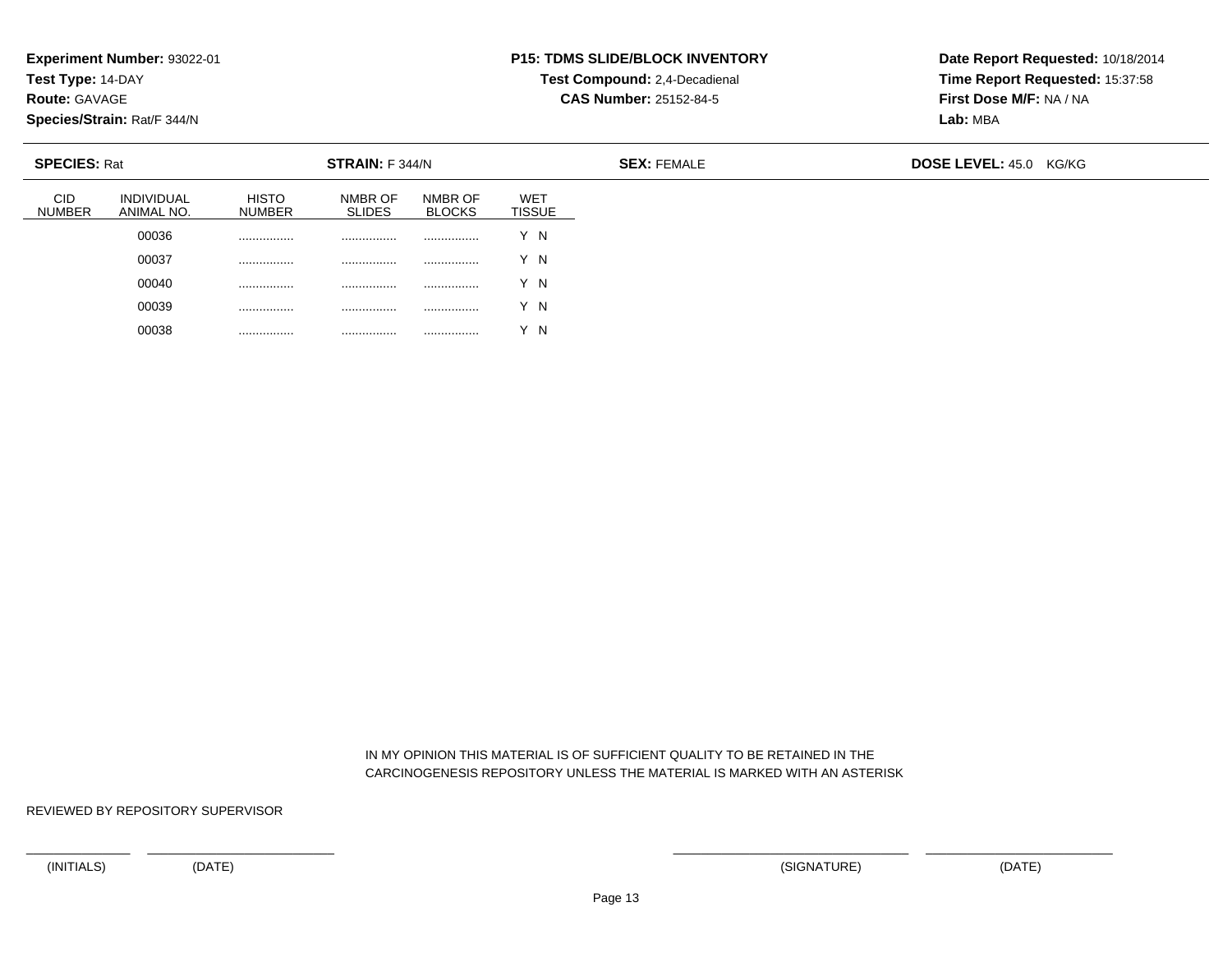**Experiment Number:** 93022-01
**Test Type:** 14-DAY
**Route:** GAVAGE
**Species/Strain:** Rat/F 344/N

**P15: TDMS SLIDE/BLOCK INVENTORY**
**Test Compound:** 2,4-Decadienal
**CAS Number:** 25152-84-5

**Date Report Requested:** 10/18/2014
**Time Report Requested:** 15:37:58
**First Dose M/F:** NA / NA
**Lab:** MBA

**SPECIES:** Rat **STRAIN:** F 344/N **SEX:** FEMALE **DOSE LEVEL:** 45.0 KG/KG

| CID NUMBER | INDIVIDUAL ANIMAL NO. | HISTO NUMBER | NMBR OF SLIDES | NMBR OF BLOCKS | WET TISSUE |
|---|---|---|---|---|---|
| | 00036 | ................ | ................ | ................ | Y N |
| | 00037 | ................ | ................ | ................ | Y N |
| | 00040 | ................ | ................ | ................ | Y N |
| | 00039 | ................ | ................ | ................ | Y N |
| | 00038 | ................ | ................ | ................ | Y N |

IN MY OPINION THIS MATERIAL IS OF SUFFICIENT QUALITY TO BE RETAINED IN THE CARCINOGENESIS REPOSITORY UNLESS THE MATERIAL IS MARKED WITH AN ASTERISK

REVIEWED BY REPOSITORY SUPERVISOR

(INITIALS) (DATE) (SIGNATURE) (DATE)